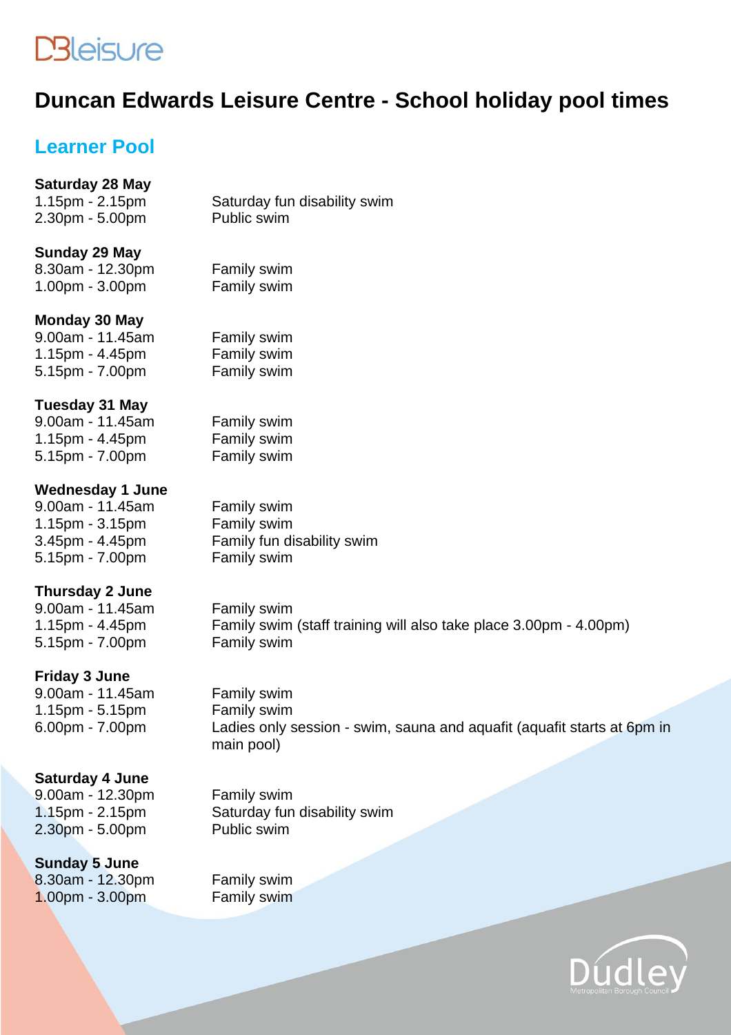DBleisure

# Duncan Edwards Leisure Centre - School holiday pool times

## Learner Pool

**Saturday 28 May**

| | |
|---|---|
| 1.15pm - 2.15pm | Saturday fun disability swim |
| 2.30pm - 5.00pm | Public swim |

**Sunday 29 May**

| | |
|---|---|
| 8.30am - 12.30pm | Family swim |
| 1.00pm - 3.00pm | Family swim |

**Monday 30 May**

| | |
|---|---|
| 9.00am - 11.45am | Family swim |
| 1.15pm - 4.45pm | Family swim |
| 5.15pm - 7.00pm | Family swim |

**Tuesday 31 May**

| | |
|---|---|
| 9.00am - 11.45am | Family swim |
| 1.15pm - 4.45pm | Family swim |
| 5.15pm - 7.00pm | Family swim |

**Wednesday 1 June**

| | |
|---|---|
| 9.00am - 11.45am | Family swim |
| 1.15pm - 3.15pm | Family swim |
| 3.45pm - 4.45pm | Family fun disability swim |
| 5.15pm - 7.00pm | Family swim |

**Thursday 2 June**

| | |
|---|---|
| 9.00am - 11.45am | Family swim |
| 1.15pm - 4.45pm | Family swim (staff training will also take place 3.00pm - 4.00pm) |
| 5.15pm - 7.00pm | Family swim |

**Friday 3 June**

| | |
|---|---|
| 9.00am - 11.45am | Family swim |
| 1.15pm - 5.15pm | Family swim |
| 6.00pm - 7.00pm | Ladies only session - swim, sauna and aquafit (aquafit starts at 6pm in main pool) |

**Saturday 4 June**

| | |
|---|---|
| 9.00am - 12.30pm | Family swim |
| 1.15pm - 2.15pm | Saturday fun disability swim |
| 2.30pm - 5.00pm | Public swim |

**Sunday 5 June**

| | |
|---|---|
| 8.30am - 12.30pm | Family swim |
| 1.00pm - 3.00pm | Family swim |

Dudley Metropolitan Borough Council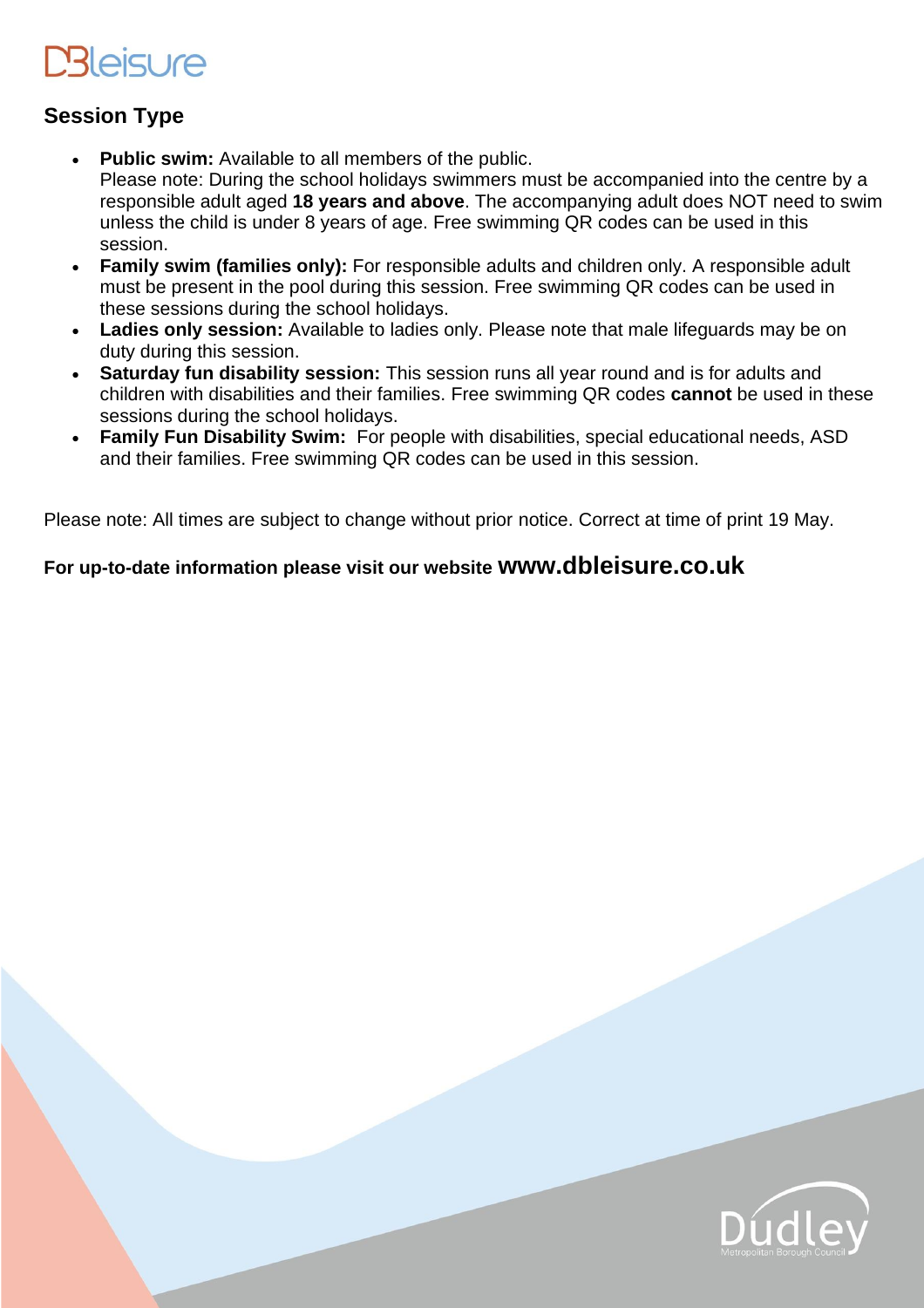## Session Type

- **Public swim:** Available to all members of the public.
  Please note: During the school holidays swimmers must be accompanied into the centre by a responsible adult aged **18 years and above**. The accompanying adult does NOT need to swim unless the child is under 8 years of age. Free swimming QR codes can be used in this session.
- **Family swim (families only):** For responsible adults and children only. A responsible adult must be present in the pool during this session. Free swimming QR codes can be used in these sessions during the school holidays.
- **Ladies only session:** Available to ladies only. Please note that male lifeguards may be on duty during this session.
- **Saturday fun disability session:** This session runs all year round and is for adults and children with disabilities and their families. Free swimming QR codes **cannot** be used in these sessions during the school holidays.
- **Family Fun Disability Swim:** For people with disabilities, special educational needs, ASD and their families. Free swimming QR codes can be used in this session.

Please note: All times are subject to change without prior notice. Correct at time of print 19 May.

**For up-to-date information please visit our website www.dbleisure.co.uk**